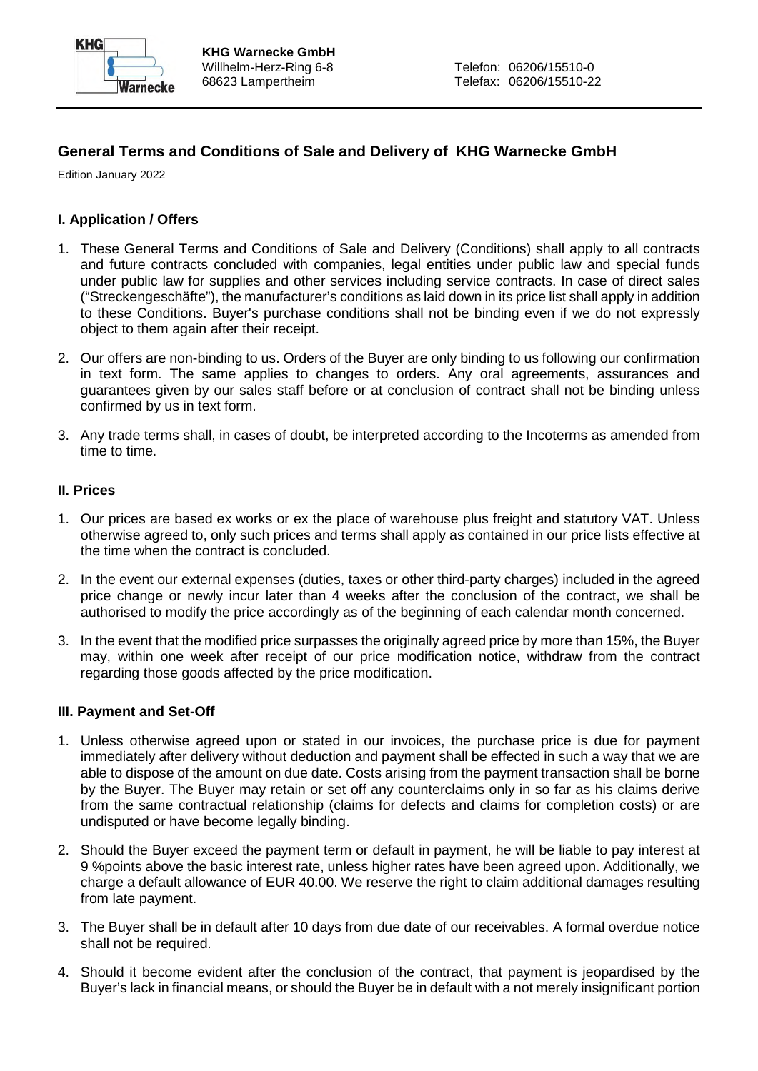**KHG Warnecke GmbH**
Willhelm-Herz-Ring 6-8
68623 Lampertheim

Telefon: 06206/15510-0
Telefax: 06206/15510-22

## General Terms and Conditions of Sale and Delivery of KHG Warnecke GmbH

Edition January 2022

### I. Application / Offers

1. These General Terms and Conditions of Sale and Delivery (Conditions) shall apply to all contracts and future contracts concluded with companies, legal entities under public law and special funds under public law for supplies and other services including service contracts. In case of direct sales ("Streckengeschäfte"), the manufacturer's conditions as laid down in its price list shall apply in addition to these Conditions. Buyer's purchase conditions shall not be binding even if we do not expressly object to them again after their receipt.

2. Our offers are non-binding to us. Orders of the Buyer are only binding to us following our confirmation in text form. The same applies to changes to orders. Any oral agreements, assurances and guarantees given by our sales staff before or at conclusion of contract shall not be binding unless confirmed by us in text form.

3. Any trade terms shall, in cases of doubt, be interpreted according to the Incoterms as amended from time to time.

### II. Prices

1. Our prices are based ex works or ex the place of warehouse plus freight and statutory VAT. Unless otherwise agreed to, only such prices and terms shall apply as contained in our price lists effective at the time when the contract is concluded.

2. In the event our external expenses (duties, taxes or other third-party charges) included in the agreed price change or newly incur later than 4 weeks after the conclusion of the contract, we shall be authorised to modify the price accordingly as of the beginning of each calendar month concerned.

3. In the event that the modified price surpasses the originally agreed price by more than 15%, the Buyer may, within one week after receipt of our price modification notice, withdraw from the contract regarding those goods affected by the price modification.

### III. Payment and Set-Off

1. Unless otherwise agreed upon or stated in our invoices, the purchase price is due for payment immediately after delivery without deduction and payment shall be effected in such a way that we are able to dispose of the amount on due date. Costs arising from the payment transaction shall be borne by the Buyer. The Buyer may retain or set off any counterclaims only in so far as his claims derive from the same contractual relationship (claims for defects and claims for completion costs) or are undisputed or have become legally binding.

2. Should the Buyer exceed the payment term or default in payment, he will be liable to pay interest at 9 %points above the basic interest rate, unless higher rates have been agreed upon. Additionally, we charge a default allowance of EUR 40.00. We reserve the right to claim additional damages resulting from late payment.

3. The Buyer shall be in default after 10 days from due date of our receivables. A formal overdue notice shall not be required.

4. Should it become evident after the conclusion of the contract, that payment is jeopardised by the Buyer's lack in financial means, or should the Buyer be in default with a not merely insignificant portion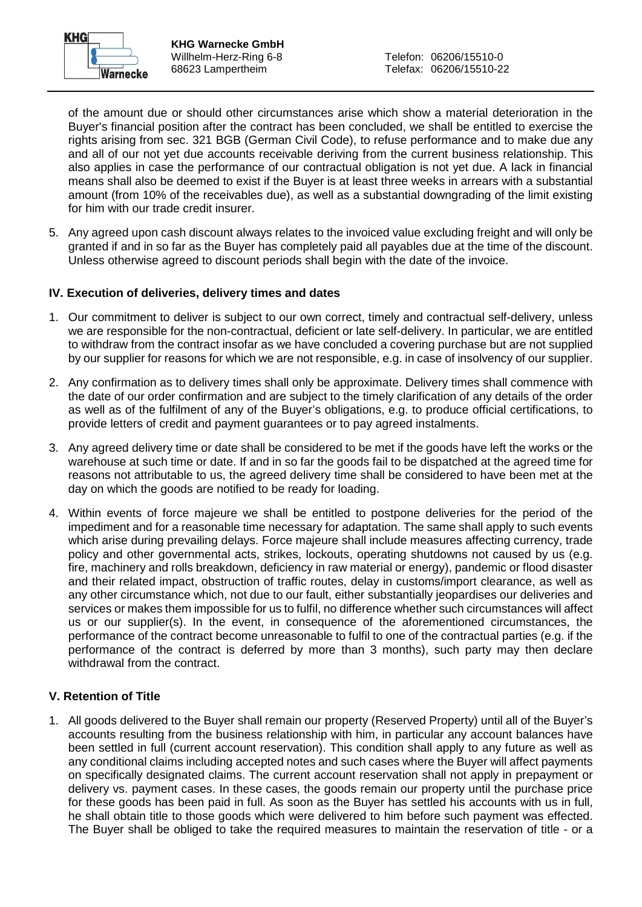of the amount due or should other circumstances arise which show a material deterioration in the Buyer's financial position after the contract has been concluded, we shall be entitled to exercise the rights arising from sec. 321 BGB (German Civil Code), to refuse performance and to make due any and all of our not yet due accounts receivable deriving from the current business relationship. This also applies in case the performance of our contractual obligation is not yet due. A lack in financial means shall also be deemed to exist if the Buyer is at least three weeks in arrears with a substantial amount (from 10% of the receivables due), as well as a substantial downgrading of the limit existing for him with our trade credit insurer.

5. Any agreed upon cash discount always relates to the invoiced value excluding freight and will only be granted if and in so far as the Buyer has completely paid all payables due at the time of the discount. Unless otherwise agreed to discount periods shall begin with the date of the invoice.

### IV. Execution of deliveries, delivery times and dates

1. Our commitment to deliver is subject to our own correct, timely and contractual self-delivery, unless we are responsible for the non-contractual, deficient or late self-delivery. In particular, we are entitled to withdraw from the contract insofar as we have concluded a covering purchase but are not supplied by our supplier for reasons for which we are not responsible, e.g. in case of insolvency of our supplier.

2. Any confirmation as to delivery times shall only be approximate. Delivery times shall commence with the date of our order confirmation and are subject to the timely clarification of any details of the order as well as of the fulfilment of any of the Buyer's obligations, e.g. to produce official certifications, to provide letters of credit and payment guarantees or to pay agreed instalments.

3. Any agreed delivery time or date shall be considered to be met if the goods have left the works or the warehouse at such time or date. If and in so far the goods fail to be dispatched at the agreed time for reasons not attributable to us, the agreed delivery time shall be considered to have been met at the day on which the goods are notified to be ready for loading.

4. Within events of force majeure we shall be entitled to postpone deliveries for the period of the impediment and for a reasonable time necessary for adaptation. The same shall apply to such events which arise during prevailing delays. Force majeure shall include measures affecting currency, trade policy and other governmental acts, strikes, lockouts, operating shutdowns not caused by us (e.g. fire, machinery and rolls breakdown, deficiency in raw material or energy), pandemic or flood disaster and their related impact, obstruction of traffic routes, delay in customs/import clearance, as well as any other circumstance which, not due to our fault, either substantially jeopardises our deliveries and services or makes them impossible for us to fulfil, no difference whether such circumstances will affect us or our supplier(s). In the event, in consequence of the aforementioned circumstances, the performance of the contract become unreasonable to fulfil to one of the contractual parties (e.g. if the performance of the contract is deferred by more than 3 months), such party may then declare withdrawal from the contract.

### V. Retention of Title

1. All goods delivered to the Buyer shall remain our property (Reserved Property) until all of the Buyer's accounts resulting from the business relationship with him, in particular any account balances have been settled in full (current account reservation). This condition shall apply to any future as well as any conditional claims including accepted notes and such cases where the Buyer will affect payments on specifically designated claims. The current account reservation shall not apply in prepayment or delivery vs. payment cases. In these cases, the goods remain our property until the purchase price for these goods has been paid in full. As soon as the Buyer has settled his accounts with us in full, he shall obtain title to those goods which were delivered to him before such payment was effected. The Buyer shall be obliged to take the required measures to maintain the reservation of title - or a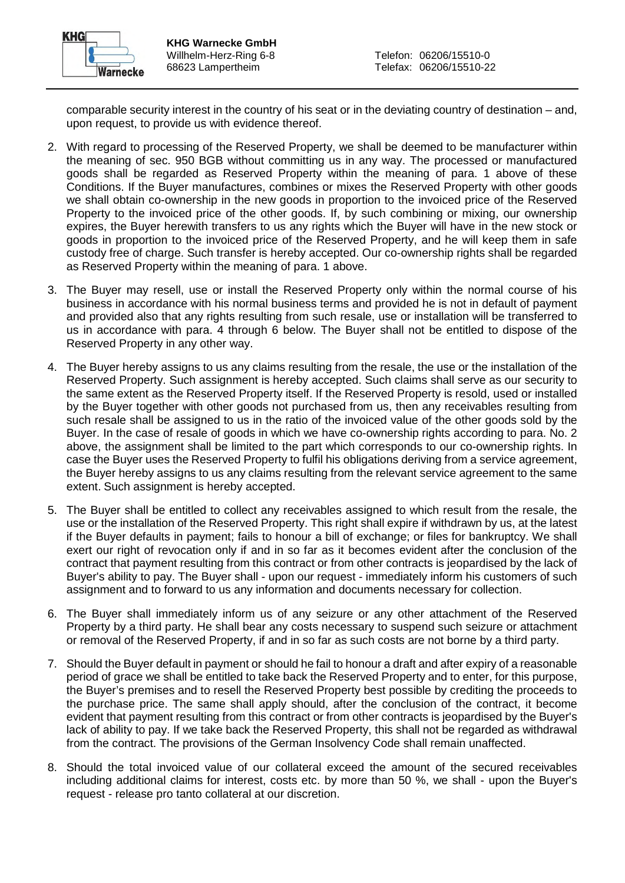comparable security interest in the country of his seat or in the deviating country of destination – and, upon request, to provide us with evidence thereof.

2. With regard to processing of the Reserved Property, we shall be deemed to be manufacturer within the meaning of sec. 950 BGB without committing us in any way. The processed or manufactured goods shall be regarded as Reserved Property within the meaning of para. 1 above of these Conditions. If the Buyer manufactures, combines or mixes the Reserved Property with other goods we shall obtain co-ownership in the new goods in proportion to the invoiced price of the Reserved Property to the invoiced price of the other goods. If, by such combining or mixing, our ownership expires, the Buyer herewith transfers to us any rights which the Buyer will have in the new stock or goods in proportion to the invoiced price of the Reserved Property, and he will keep them in safe custody free of charge. Such transfer is hereby accepted. Our co-ownership rights shall be regarded as Reserved Property within the meaning of para. 1 above.

3. The Buyer may resell, use or install the Reserved Property only within the normal course of his business in accordance with his normal business terms and provided he is not in default of payment and provided also that any rights resulting from such resale, use or installation will be transferred to us in accordance with para. 4 through 6 below. The Buyer shall not be entitled to dispose of the Reserved Property in any other way.

4. The Buyer hereby assigns to us any claims resulting from the resale, the use or the installation of the Reserved Property. Such assignment is hereby accepted. Such claims shall serve as our security to the same extent as the Reserved Property itself. If the Reserved Property is resold, used or installed by the Buyer together with other goods not purchased from us, then any receivables resulting from such resale shall be assigned to us in the ratio of the invoiced value of the other goods sold by the Buyer. In the case of resale of goods in which we have co-ownership rights according to para. No. 2 above, the assignment shall be limited to the part which corresponds to our co-ownership rights. In case the Buyer uses the Reserved Property to fulfil his obligations deriving from a service agreement, the Buyer hereby assigns to us any claims resulting from the relevant service agreement to the same extent. Such assignment is hereby accepted.

5. The Buyer shall be entitled to collect any receivables assigned to which result from the resale, the use or the installation of the Reserved Property. This right shall expire if withdrawn by us, at the latest if the Buyer defaults in payment; fails to honour a bill of exchange; or files for bankruptcy. We shall exert our right of revocation only if and in so far as it becomes evident after the conclusion of the contract that payment resulting from this contract or from other contracts is jeopardised by the lack of Buyer's ability to pay. The Buyer shall - upon our request - immediately inform his customers of such assignment and to forward to us any information and documents necessary for collection.

6. The Buyer shall immediately inform us of any seizure or any other attachment of the Reserved Property by a third party. He shall bear any costs necessary to suspend such seizure or attachment or removal of the Reserved Property, if and in so far as such costs are not borne by a third party.

7. Should the Buyer default in payment or should he fail to honour a draft and after expiry of a reasonable period of grace we shall be entitled to take back the Reserved Property and to enter, for this purpose, the Buyer's premises and to resell the Reserved Property best possible by crediting the proceeds to the purchase price. The same shall apply should, after the conclusion of the contract, it become evident that payment resulting from this contract or from other contracts is jeopardised by the Buyer's lack of ability to pay. If we take back the Reserved Property, this shall not be regarded as withdrawal from the contract. The provisions of the German Insolvency Code shall remain unaffected.

8. Should the total invoiced value of our collateral exceed the amount of the secured receivables including additional claims for interest, costs etc. by more than 50 %, we shall - upon the Buyer's request - release pro tanto collateral at our discretion.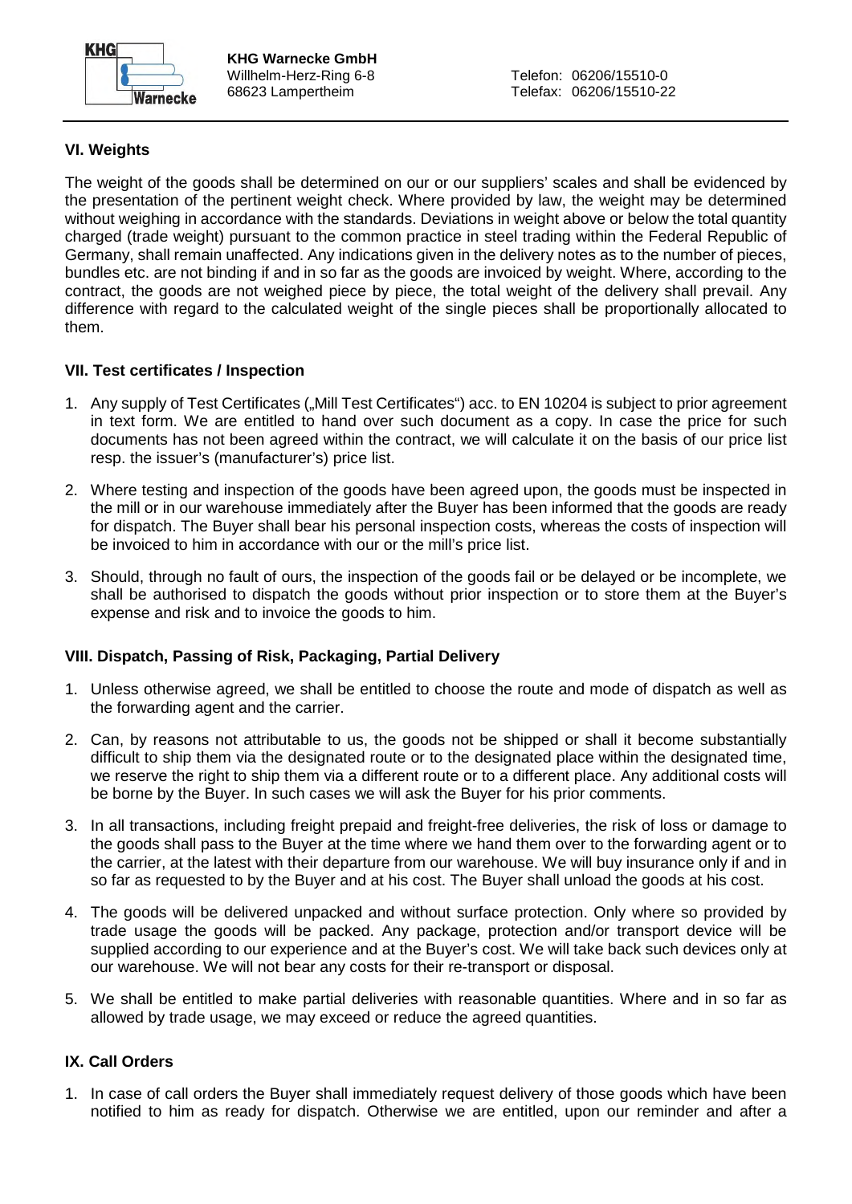## VI. Weights

The weight of the goods shall be determined on our or our suppliers' scales and shall be evidenced by the presentation of the pertinent weight check. Where provided by law, the weight may be determined without weighing in accordance with the standards. Deviations in weight above or below the total quantity charged (trade weight) pursuant to the common practice in steel trading within the Federal Republic of Germany, shall remain unaffected. Any indications given in the delivery notes as to the number of pieces, bundles etc. are not binding if and in so far as the goods are invoiced by weight. Where, according to the contract, the goods are not weighed piece by piece, the total weight of the delivery shall prevail. Any difference with regard to the calculated weight of the single pieces shall be proportionally allocated to them.

## VII. Test certificates / Inspection

1. Any supply of Test Certificates („Mill Test Certificates") acc. to EN 10204 is subject to prior agreement in text form. We are entitled to hand over such document as a copy. In case the price for such documents has not been agreed within the contract, we will calculate it on the basis of our price list resp. the issuer's (manufacturer's) price list.

2. Where testing and inspection of the goods have been agreed upon, the goods must be inspected in the mill or in our warehouse immediately after the Buyer has been informed that the goods are ready for dispatch. The Buyer shall bear his personal inspection costs, whereas the costs of inspection will be invoiced to him in accordance with our or the mill's price list.

3. Should, through no fault of ours, the inspection of the goods fail or be delayed or be incomplete, we shall be authorised to dispatch the goods without prior inspection or to store them at the Buyer's expense and risk and to invoice the goods to him.

## VIII. Dispatch, Passing of Risk, Packaging, Partial Delivery

1. Unless otherwise agreed, we shall be entitled to choose the route and mode of dispatch as well as the forwarding agent and the carrier.

2. Can, by reasons not attributable to us, the goods not be shipped or shall it become substantially difficult to ship them via the designated route or to the designated place within the designated time, we reserve the right to ship them via a different route or to a different place. Any additional costs will be borne by the Buyer. In such cases we will ask the Buyer for his prior comments.

3. In all transactions, including freight prepaid and freight-free deliveries, the risk of loss or damage to the goods shall pass to the Buyer at the time where we hand them over to the forwarding agent or to the carrier, at the latest with their departure from our warehouse. We will buy insurance only if and in so far as requested to by the Buyer and at his cost. The Buyer shall unload the goods at his cost.

4. The goods will be delivered unpacked and without surface protection. Only where so provided by trade usage the goods will be packed. Any package, protection and/or transport device will be supplied according to our experience and at the Buyer's cost. We will take back such devices only at our warehouse. We will not bear any costs for their re-transport or disposal.

5. We shall be entitled to make partial deliveries with reasonable quantities. Where and in so far as allowed by trade usage, we may exceed or reduce the agreed quantities.

## IX. Call Orders

1. In case of call orders the Buyer shall immediately request delivery of those goods which have been notified to him as ready for dispatch. Otherwise we are entitled, upon our reminder and after a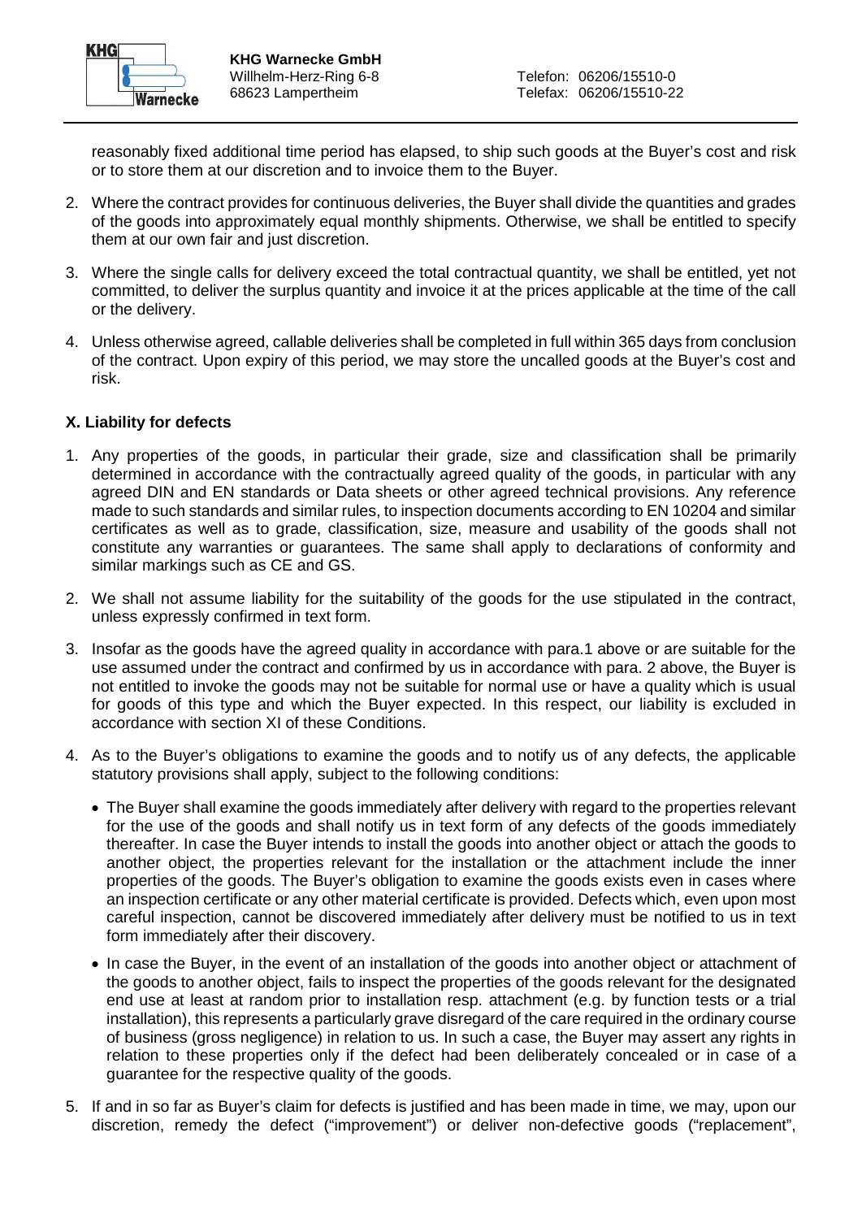reasonably fixed additional time period has elapsed, to ship such goods at the Buyer's cost and risk or to store them at our discretion and to invoice them to the Buyer.

2. Where the contract provides for continuous deliveries, the Buyer shall divide the quantities and grades of the goods into approximately equal monthly shipments. Otherwise, we shall be entitled to specify them at our own fair and just discretion.

3. Where the single calls for delivery exceed the total contractual quantity, we shall be entitled, yet not committed, to deliver the surplus quantity and invoice it at the prices applicable at the time of the call or the delivery.

4. Unless otherwise agreed, callable deliveries shall be completed in full within 365 days from conclusion of the contract. Upon expiry of this period, we may store the uncalled goods at the Buyer's cost and risk.

**X. Liability for defects**

1. Any properties of the goods, in particular their grade, size and classification shall be primarily determined in accordance with the contractually agreed quality of the goods, in particular with any agreed DIN and EN standards or Data sheets or other agreed technical provisions. Any reference made to such standards and similar rules, to inspection documents according to EN 10204 and similar certificates as well as to grade, classification, size, measure and usability of the goods shall not constitute any warranties or guarantees. The same shall apply to declarations of conformity and similar markings such as CE and GS.

2. We shall not assume liability for the suitability of the goods for the use stipulated in the contract, unless expressly confirmed in text form.

3. Insofar as the goods have the agreed quality in accordance with para.1 above or are suitable for the use assumed under the contract and confirmed by us in accordance with para. 2 above, the Buyer is not entitled to invoke the goods may not be suitable for normal use or have a quality which is usual for goods of this type and which the Buyer expected. In this respect, our liability is excluded in accordance with section XI of these Conditions.

4. As to the Buyer's obligations to examine the goods and to notify us of any defects, the applicable statutory provisions shall apply, subject to the following conditions:

   - The Buyer shall examine the goods immediately after delivery with regard to the properties relevant for the use of the goods and shall notify us in text form of any defects of the goods immediately thereafter. In case the Buyer intends to install the goods into another object or attach the goods to another object, the properties relevant for the installation or the attachment include the inner properties of the goods. The Buyer's obligation to examine the goods exists even in cases where an inspection certificate or any other material certificate is provided. Defects which, even upon most careful inspection, cannot be discovered immediately after delivery must be notified to us in text form immediately after their discovery.
   - In case the Buyer, in the event of an installation of the goods into another object or attachment of the goods to another object, fails to inspect the properties of the goods relevant for the designated end use at least at random prior to installation resp. attachment (e.g. by function tests or a trial installation), this represents a particularly grave disregard of the care required in the ordinary course of business (gross negligence) in relation to us. In such a case, the Buyer may assert any rights in relation to these properties only if the defect had been deliberately concealed or in case of a guarantee for the respective quality of the goods.

5. If and in so far as Buyer's claim for defects is justified and has been made in time, we may, upon our discretion, remedy the defect ("improvement") or deliver non-defective goods ("replacement",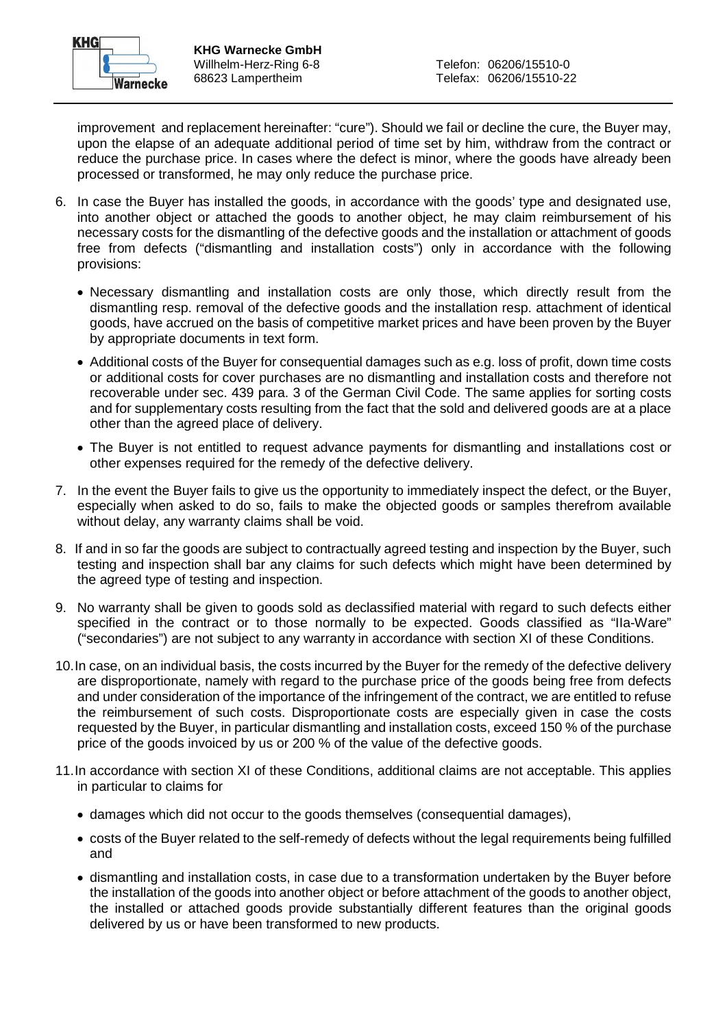improvement and replacement hereinafter: "cure"). Should we fail or decline the cure, the Buyer may, upon the elapse of an adequate additional period of time set by him, withdraw from the contract or reduce the purchase price. In cases where the defect is minor, where the goods have already been processed or transformed, he may only reduce the purchase price.

6. In case the Buyer has installed the goods, in accordance with the goods' type and designated use, into another object or attached the goods to another object, he may claim reimbursement of his necessary costs for the dismantling of the defective goods and the installation or attachment of goods free from defects ("dismantling and installation costs") only in accordance with the following provisions:
   - Necessary dismantling and installation costs are only those, which directly result from the dismantling resp. removal of the defective goods and the installation resp. attachment of identical goods, have accrued on the basis of competitive market prices and have been proven by the Buyer by appropriate documents in text form.
   - Additional costs of the Buyer for consequential damages such as e.g. loss of profit, down time costs or additional costs for cover purchases are no dismantling and installation costs and therefore not recoverable under sec. 439 para. 3 of the German Civil Code. The same applies for sorting costs and for supplementary costs resulting from the fact that the sold and delivered goods are at a place other than the agreed place of delivery.
   - The Buyer is not entitled to request advance payments for dismantling and installations cost or other expenses required for the remedy of the defective delivery.
7. In the event the Buyer fails to give us the opportunity to immediately inspect the defect, or the Buyer, especially when asked to do so, fails to make the objected goods or samples therefrom available without delay, any warranty claims shall be void.
8. If and in so far the goods are subject to contractually agreed testing and inspection by the Buyer, such testing and inspection shall bar any claims for such defects which might have been determined by the agreed type of testing and inspection.
9. No warranty shall be given to goods sold as declassified material with regard to such defects either specified in the contract or to those normally to be expected. Goods classified as "IIa-Ware" ("secondaries") are not subject to any warranty in accordance with section XI of these Conditions.
10. In case, on an individual basis, the costs incurred by the Buyer for the remedy of the defective delivery are disproportionate, namely with regard to the purchase price of the goods being free from defects and under consideration of the importance of the infringement of the contract, we are entitled to refuse the reimbursement of such costs. Disproportionate costs are especially given in case the costs requested by the Buyer, in particular dismantling and installation costs, exceed 150 % of the purchase price of the goods invoiced by us or 200 % of the value of the defective goods.
11. In accordance with section XI of these Conditions, additional claims are not acceptable. This applies in particular to claims for
   - damages which did not occur to the goods themselves (consequential damages),
   - costs of the Buyer related to the self-remedy of defects without the legal requirements being fulfilled and
   - dismantling and installation costs, in case due to a transformation undertaken by the Buyer before the installation of the goods into another object or before attachment of the goods to another object, the installed or attached goods provide substantially different features than the original goods delivered by us or have been transformed to new products.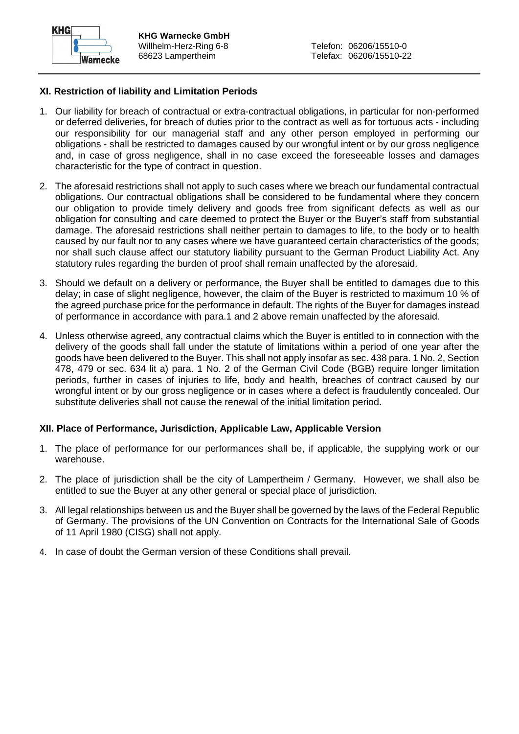## XI. Restriction of liability and Limitation Periods

1. Our liability for breach of contractual or extra-contractual obligations, in particular for non-performed or deferred deliveries, for breach of duties prior to the contract as well as for tortuous acts - including our responsibility for our managerial staff and any other person employed in performing our obligations - shall be restricted to damages caused by our wrongful intent or by our gross negligence and, in case of gross negligence, shall in no case exceed the foreseeable losses and damages characteristic for the type of contract in question.

2. The aforesaid restrictions shall not apply to such cases where we breach our fundamental contractual obligations. Our contractual obligations shall be considered to be fundamental where they concern our obligation to provide timely delivery and goods free from significant defects as well as our obligation for consulting and care deemed to protect the Buyer or the Buyer's staff from substantial damage. The aforesaid restrictions shall neither pertain to damages to life, to the body or to health caused by our fault nor to any cases where we have guaranteed certain characteristics of the goods; nor shall such clause affect our statutory liability pursuant to the German Product Liability Act. Any statutory rules regarding the burden of proof shall remain unaffected by the aforesaid.

3. Should we default on a delivery or performance, the Buyer shall be entitled to damages due to this delay; in case of slight negligence, however, the claim of the Buyer is restricted to maximum 10 % of the agreed purchase price for the performance in default. The rights of the Buyer for damages instead of performance in accordance with para.1 and 2 above remain unaffected by the aforesaid.

4. Unless otherwise agreed, any contractual claims which the Buyer is entitled to in connection with the delivery of the goods shall fall under the statute of limitations within a period of one year after the goods have been delivered to the Buyer. This shall not apply insofar as sec. 438 para. 1 No. 2, Section 478, 479 or sec. 634 lit a) para. 1 No. 2 of the German Civil Code (BGB) require longer limitation periods, further in cases of injuries to life, body and health, breaches of contract caused by our wrongful intent or by our gross negligence or in cases where a defect is fraudulently concealed. Our substitute deliveries shall not cause the renewal of the initial limitation period.

## XII. Place of Performance, Jurisdiction, Applicable Law, Applicable Version

1. The place of performance for our performances shall be, if applicable, the supplying work or our warehouse.

2. The place of jurisdiction shall be the city of Lampertheim / Germany. However, we shall also be entitled to sue the Buyer at any other general or special place of jurisdiction.

3. All legal relationships between us and the Buyer shall be governed by the laws of the Federal Republic of Germany. The provisions of the UN Convention on Contracts for the International Sale of Goods of 11 April 1980 (CISG) shall not apply.

4. In case of doubt the German version of these Conditions shall prevail.